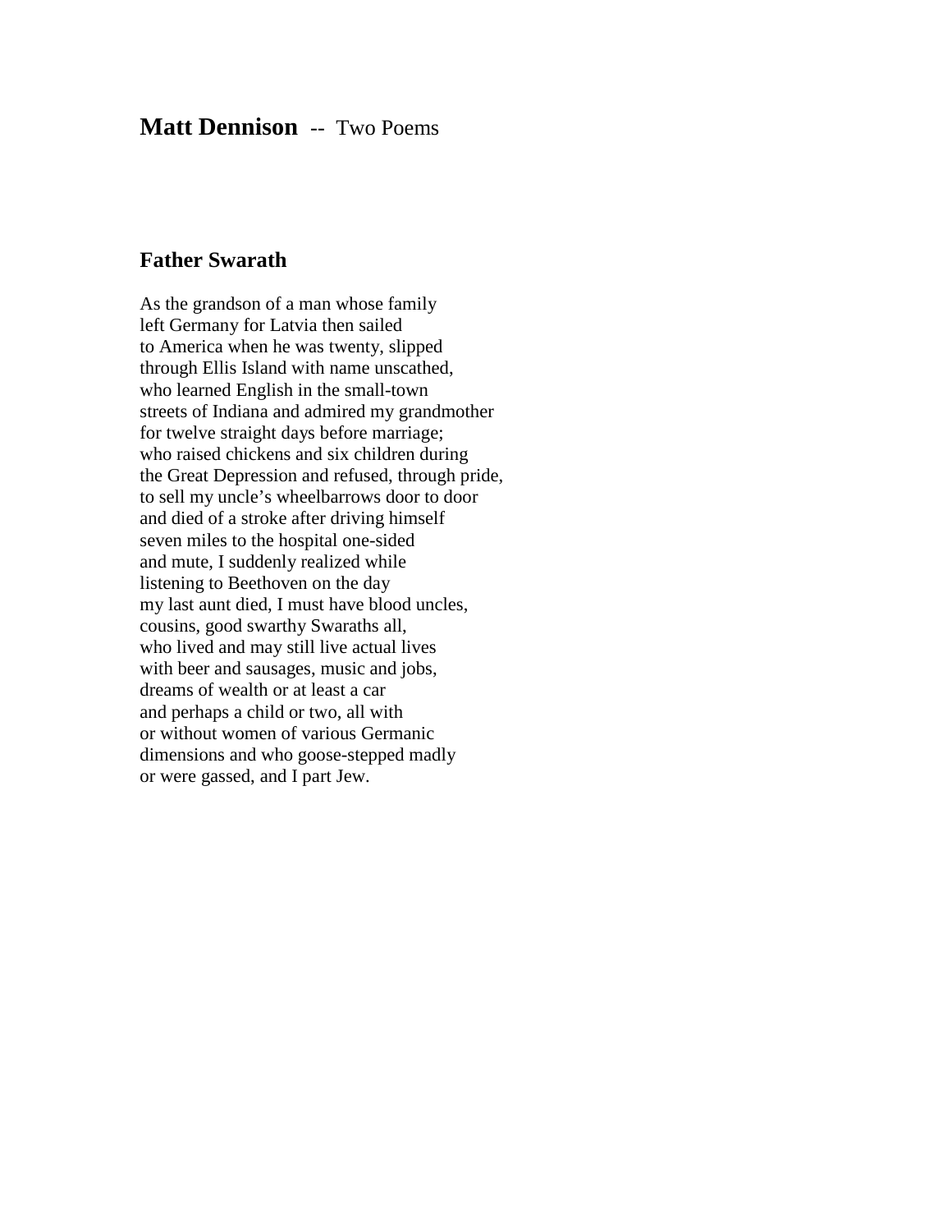# **Matt Dennison** -- Two Poems

## Father Swarath

As the grandson of a man whose family  
left Germany for Latvia then sailed  
to America when he was twenty, slipped  
through Ellis Island with name unscathed,  
who learned English in the small-town  
streets of Indiana and admired my grandmother  
for twelve straight days before marriage;  
who raised chickens and six children during  
the Great Depression and refused, through pride,  
to sell my uncle's wheelbarrows door to door  
and died of a stroke after driving himself  
seven miles to the hospital one-sided  
and mute, I suddenly realized while  
listening to Beethoven on the day  
my last aunt died, I must have blood uncles,  
cousins, good swarthy Swaraths all,  
who lived and may still live actual lives  
with beer and sausages, music and jobs,  
dreams of wealth or at least a car  
and perhaps a child or two, all with  
or without women of various Germanic  
dimensions and who goose-stepped madly  
or were gassed, and I part Jew.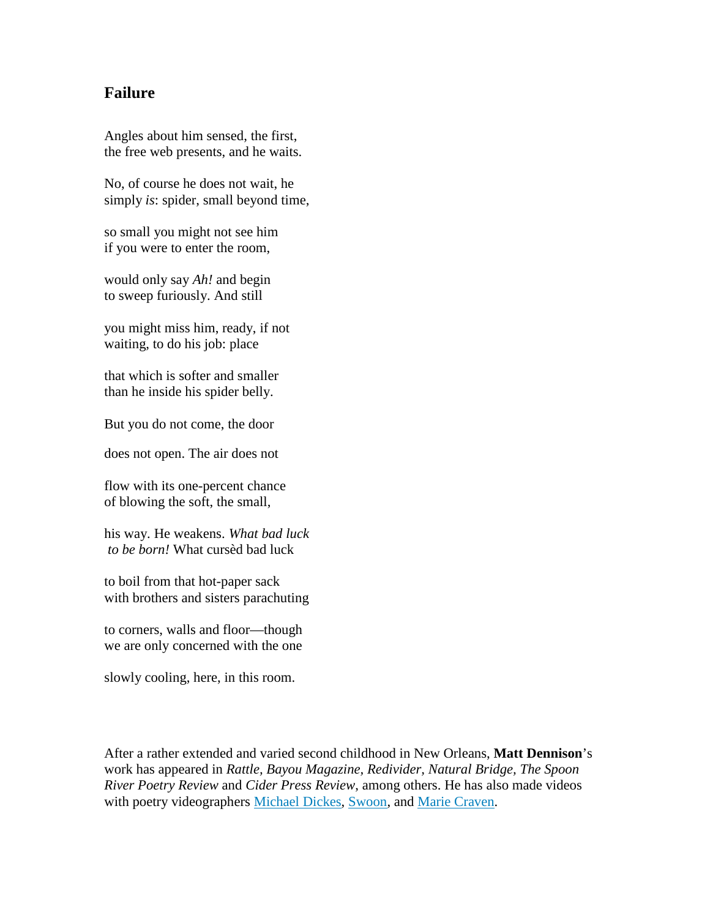## Failure

Angles about him sensed, the first,
the free web presents, and he waits.

No, of course he does not wait, he
simply *is*: spider, small beyond time,

so small you might not see him
if you were to enter the room,

would only say *Ah!* and begin
to sweep furiously. And still

you might miss him, ready, if not
waiting, to do his job: place

that which is softer and smaller
than he inside his spider belly.

But you do not come, the door

does not open. The air does not

flow with its one-percent chance
of blowing the soft, the small,

his way. He weakens. *What bad luck
to be born!* What cursèd bad luck

to boil from that hot-paper sack
with brothers and sisters parachuting

to corners, walls and floor—though
we are only concerned with the one

slowly cooling, here, in this room.

After a rather extended and varied second childhood in New Orleans, **Matt Dennison**'s work has appeared in *Rattle, Bayou Magazine, Redivider, Natural Bridge, The Spoon River Poetry Review* and *Cider Press Review*, among others. He has also made videos with poetry videographers Michael Dickes, Swoon, and Marie Craven.